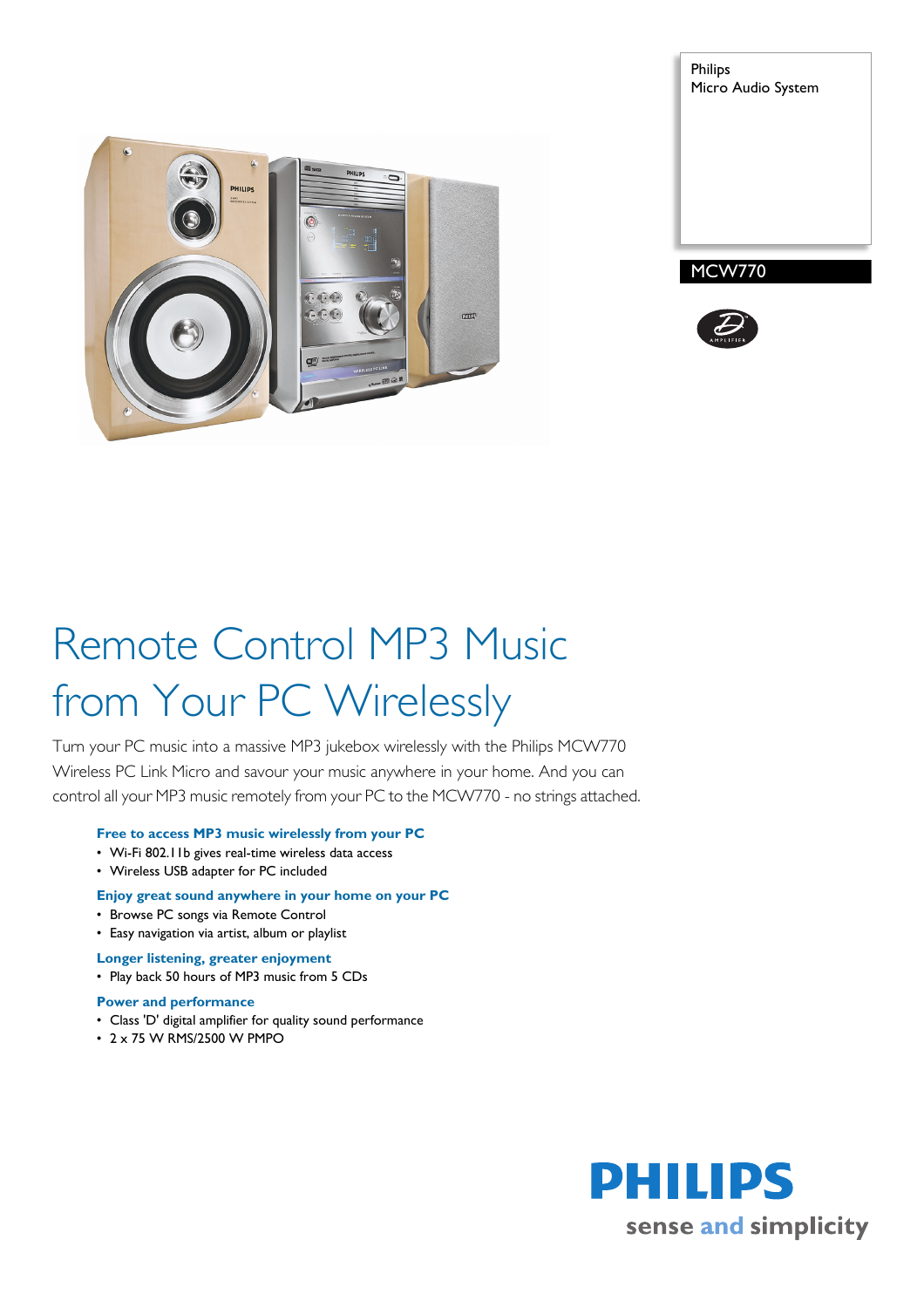Philips
Micro Audio System

MCW770

# Remote Control MP3 Music from Your PC Wirelessly

Turn your PC music into a massive MP3 jukebox wirelessly with the Philips MCW770 Wireless PC Link Micro and savour your music anywhere in your home. And you can control all your MP3 music remotely from your PC to the MCW770 - no strings attached.

**Free to access MP3 music wirelessly from your PC**
- Wi-Fi 802.11b gives real-time wireless data access
- Wireless USB adapter for PC included

**Enjoy great sound anywhere in your home on your PC**
- Browse PC songs via Remote Control
- Easy navigation via artist, album or playlist

**Longer listening, greater enjoyment**
- Play back 50 hours of MP3 music from 5 CDs

**Power and performance**
- Class 'D' digital amplifier for quality sound performance
- 2 x 75 W RMS/2500 W PMPO

**PHILIPS**
sense and simplicity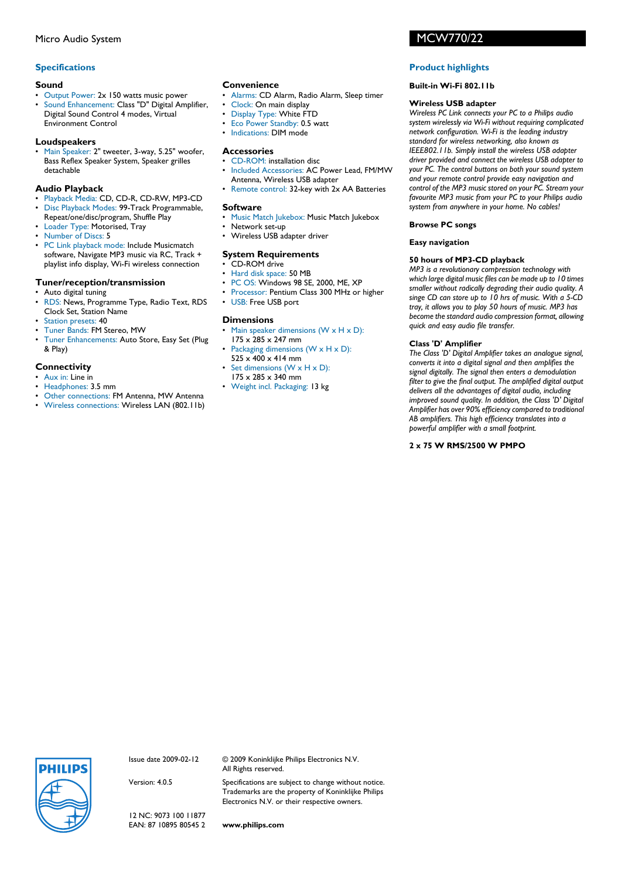Micro Audio System

# MCW770/22

## Specifications

### Sound
- Output Power: 2x 150 watts music power
- Sound Enhancement: Class "D" Digital Amplifier, Digital Sound Control 4 modes, Virtual Environment Control

### Loudspeakers
- Main Speaker: 2" tweeter, 3-way, 5.25" woofer, Bass Reflex Speaker System, Speaker grilles detachable

### Audio Playback
- Playback Media: CD, CD-R, CD-RW, MP3-CD
- Disc Playback Modes: 99-Track Programmable, Repeat/one/disc/program, Shuffle Play
- Loader Type: Motorised, Tray
- Number of Discs: 5
- PC Link playback mode: Include Musicmatch software, Navigate MP3 music via RC, Track + playlist info display, Wi-Fi wireless connection

### Tuner/reception/transmission
- Auto digital tuning
- RDS: News, Programme Type, Radio Text, RDS Clock Set, Station Name
- Station presets: 40
- Tuner Bands: FM Stereo, MW
- Tuner Enhancements: Auto Store, Easy Set (Plug & Play)

### Connectivity
- Aux in: Line in
- Headphones: 3.5 mm
- Other connections: FM Antenna, MW Antenna
- Wireless connections: Wireless LAN (802.11b)

### Convenience
- Alarms: CD Alarm, Radio Alarm, Sleep timer
- Clock: On main display
- Display Type: White FTD
- Eco Power Standby: 0.5 watt
- Indications: DIM mode

### Accessories
- CD-ROM: installation disc
- Included Accessories: AC Power Lead, FM/MW Antenna, Wireless USB adapter
- Remote control: 32-key with 2x AA Batteries

### Software
- Music Match Jukebox: Music Match Jukebox
- Network set-up
- Wireless USB adapter driver

### System Requirements
- CD-ROM drive
- Hard disk space: 50 MB
- PC OS: Windows 98 SE, 2000, ME, XP
- Processor: Pentium Class 300 MHz or higher
- USB: Free USB port

### Dimensions
- Main speaker dimensions (W x H x D): 175 x 285 x 247 mm
- Packaging dimensions (W x H x D): 525 x 400 x 414 mm
- Set dimensions (W x H x D): 175 x 285 x 340 mm
- Weight incl. Packaging: 13 kg

## Product highlights

**Built-in Wi-Fi 802.11b**

**Wireless USB adapter**

*Wireless PC Link connects your PC to a Philips audio system wirelessly via Wi-Fi without requiring complicated network configuration. Wi-Fi is the leading industry standard for wireless networking, also known as IEEE802.11b. Simply install the wireless USB adapter driver provided and connect the wireless USB adapter to your PC. The control buttons on both your sound system and your remote control provide easy navigation and control of the MP3 music stored on your PC. Stream your favourite MP3 music from your PC to your Philips audio system from anywhere in your home. No cables!*

**Browse PC songs**

**Easy navigation**

**50 hours of MP3-CD playback**

*MP3 is a revolutionary compression technology with which large digital music files can be made up to 10 times smaller without radically degrading their audio quality. A singe CD can store up to 10 hrs of music. With a 5-CD tray, it allows you to play 50 hours of music. MP3 has become the standard audio compression format, allowing quick and easy audio file transfer.*

**Class 'D' Amplifier**

*The Class 'D' Digital Amplifier takes an analogue signal, converts it into a digital signal and then amplifies the signal digitally. The signal then enters a demodulation filter to give the final output. The amplified digital output delivers all the advantages of digital audio, including improved sound quality. In addition, the Class 'D' Digital Amplifier has over 90% efficiency compared to traditional AB amplifiers. This high efficiency translates into a powerful amplifier with a small footprint.*

**2 x 75 W RMS/2500 W PMPO**

PHILIPS

Issue date 2009-02-12

Version: 4.0.5

12 NC: 9073 100 11877
EAN: 87 10895 80545 2

© 2009 Koninklijke Philips Electronics N.V.
All Rights reserved.

Specifications are subject to change without notice. Trademarks are the property of Koninklijke Philips Electronics N.V. or their respective owners.

**www.philips.com**